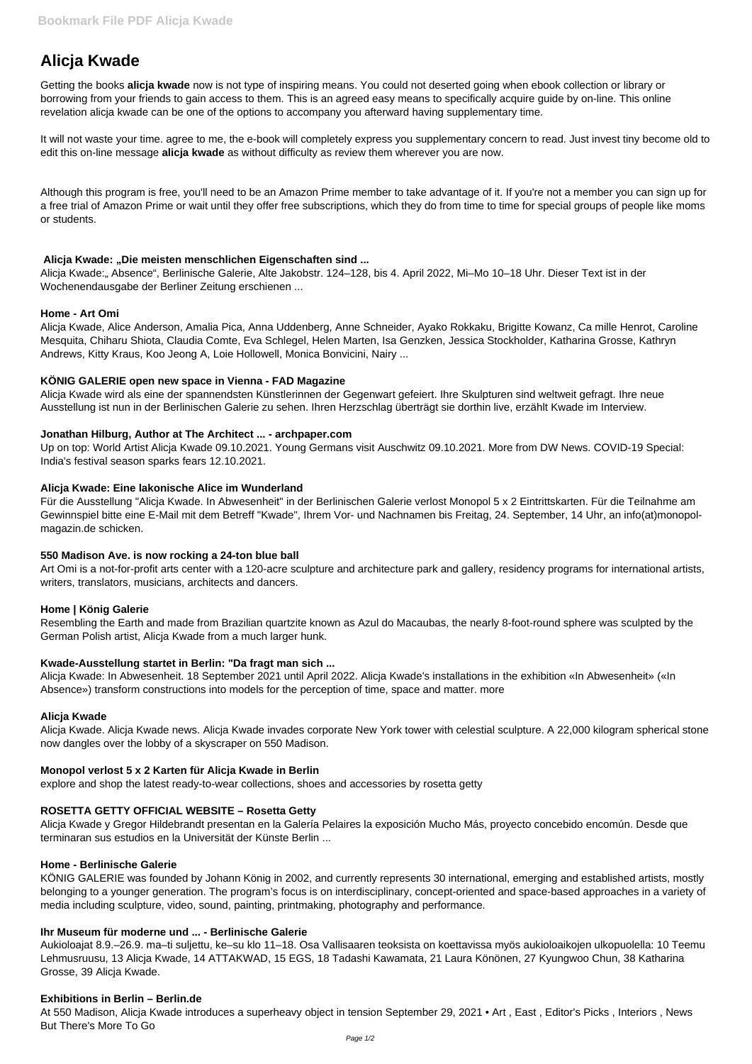# Alicja Kwade

Getting the books **alicja kwade** now is not type of inspiring means. You could not deserted going when ebook collection or library or borrowing from your friends to gain access to them. This is an agreed easy means to specifically acquire guide by on-line. This online revelation alicja kwade can be one of the options to accompany you afterward having supplementary time.

It will not waste your time. agree to me, the e-book will completely express you supplementary concern to read. Just invest tiny become old to edit this on-line message **alicja kwade** as without difficulty as review them wherever you are now.

Although this program is free, you'll need to be an Amazon Prime member to take advantage of it. If you're not a member you can sign up for a free trial of Amazon Prime or wait until they offer free subscriptions, which they do from time to time for special groups of people like moms or students.

### Alicja Kwade: „Die meisten menschlichen Eigenschaften sind ...

Alicja Kwade:„ Absence", Berlinische Galerie, Alte Jakobstr. 124–128, bis 4. April 2022, Mi–Mo 10–18 Uhr. Dieser Text ist in der Wochenendausgabe der Berliner Zeitung erschienen ...

### Home - Art Omi

Alicja Kwade, Alice Anderson, Amalia Pica, Anna Uddenberg, Anne Schneider, Ayako Rokkaku, Brigitte Kowanz, Ca mille Henrot, Caroline Mesquita, Chiharu Shiota, Claudia Comte, Eva Schlegel, Helen Marten, Isa Genzken, Jessica Stockholder, Katharina Grosse, Kathryn Andrews, Kitty Kraus, Koo Jeong A, Loie Hollowell, Monica Bonvicini, Nairy ...

### KÖNIG GALERIE open new space in Vienna - FAD Magazine

Alicja Kwade wird als eine der spannendsten Künstlerinnen der Gegenwart gefeiert. Ihre Skulpturen sind weltweit gefragt. Ihre neue Ausstellung ist nun in der Berlinischen Galerie zu sehen. Ihren Herzschlag überträgt sie dorthin live, erzählt Kwade im Interview.

### Jonathan Hilburg, Author at The Architect ... - archpaper.com

Up on top: World Artist Alicja Kwade 09.10.2021. Young Germans visit Auschwitz 09.10.2021. More from DW News. COVID-19 Special: India's festival season sparks fears 12.10.2021.

### Alicja Kwade: Eine lakonische Alice im Wunderland

Für die Ausstellung "Alicja Kwade. In Abwesenheit" in der Berlinischen Galerie verlost Monopol 5 x 2 Eintrittskarten. Für die Teilnahme am Gewinnspiel bitte eine E-Mail mit dem Betreff "Kwade", Ihrem Vor- und Nachnamen bis Freitag, 24. September, 14 Uhr, an info(at)monopol-magazin.de schicken.

### 550 Madison Ave. is now rocking a 24-ton blue ball

Art Omi is a not-for-profit arts center with a 120-acre sculpture and architecture park and gallery, residency programs for international artists, writers, translators, musicians, architects and dancers.

### Home | König Galerie

Resembling the Earth and made from Brazilian quartzite known as Azul do Macaubas, the nearly 8-foot-round sphere was sculpted by the German Polish artist, Alicja Kwade from a much larger hunk.

### Kwade-Ausstellung startet in Berlin: "Da fragt man sich ...

Alicja Kwade: In Abwesenheit. 18 September 2021 until April 2022. Alicja Kwade's installations in the exhibition «In Abwesenheit» («In Absence») transform constructions into models for the perception of time, space and matter. more

### Alicja Kwade

Alicja Kwade. Alicja Kwade news. Alicja Kwade invades corporate New York tower with celestial sculpture. A 22,000 kilogram spherical stone now dangles over the lobby of a skyscraper on 550 Madison.

### Monopol verlost 5 x 2 Karten für Alicja Kwade in Berlin

explore and shop the latest ready-to-wear collections, shoes and accessories by rosetta getty

### ROSETTA GETTY OFFICIAL WEBSITE – Rosetta Getty

Alicja Kwade y Gregor Hildebrandt presentan en la Galería Pelaires la exposición Mucho Más, proyecto concebido encomún. Desde que terminaran sus estudios en la Universität der Künste Berlin ...

### Home - Berlinische Galerie

KÖNIG GALERIE was founded by Johann König in 2002, and currently represents 30 international, emerging and established artists, mostly belonging to a younger generation. The program's focus is on interdisciplinary, concept-oriented and space-based approaches in a variety of media including sculpture, video, sound, painting, printmaking, photography and performance.

### Ihr Museum für moderne und ... - Berlinische Galerie

Aukioloajat 8.9.–26.9. ma–ti suljettu, ke–su klo 11–18. Osa Vallisaaren teoksista on koettavissa myös aukioloaikojen ulkopuolella: 10 Teemu Lehmusruusu, 13 Alicja Kwade, 14 ATTAKWAD, 15 EGS, 18 Tadashi Kawamata, 21 Laura Könönen, 27 Kyungwoo Chun, 38 Katharina Grosse, 39 Alicja Kwade.

### Exhibitions in Berlin – Berlin.de

At 550 Madison, Alicja Kwade introduces a superheavy object in tension September 29, 2021 • Art , East , Editor's Picks , Interiors , News But There's More To Go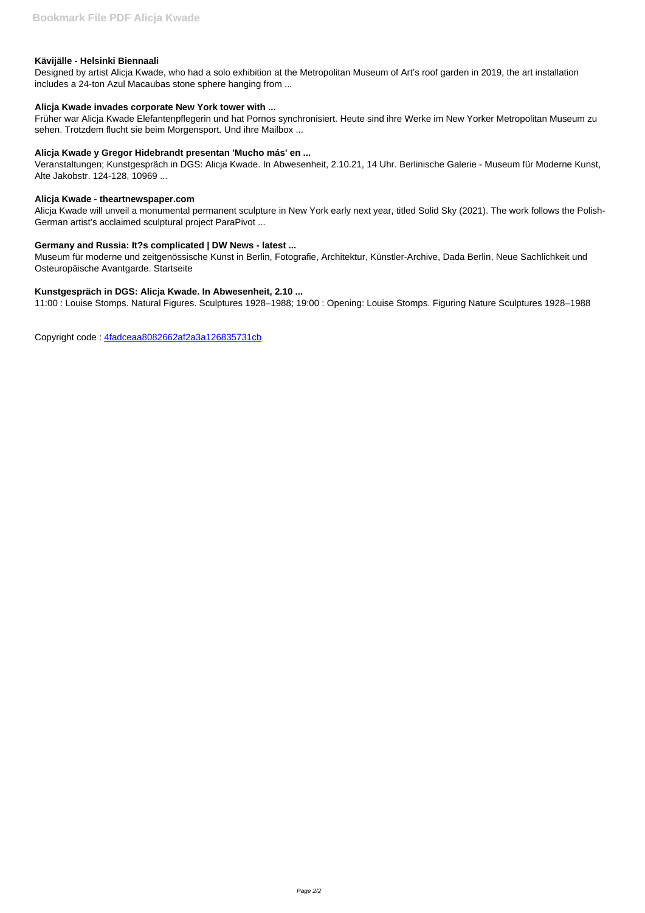**Kävijälle - Helsinki Biennaali**

Designed by artist Alicja Kwade, who had a solo exhibition at the Metropolitan Museum of Art's roof garden in 2019, the art installation includes a 24-ton Azul Macaubas stone sphere hanging from ...

**Alicja Kwade invades corporate New York tower with ...**

Früher war Alicja Kwade Elefantenpflegerin und hat Pornos synchronisiert. Heute sind ihre Werke im New Yorker Metropolitan Museum zu sehen. Trotzdem flucht sie beim Morgensport. Und ihre Mailbox ...

**Alicja Kwade y Gregor Hidebrandt presentan 'Mucho más' en ...**

Veranstaltungen; Kunstgespräch in DGS: Alicja Kwade. In Abwesenheit, 2.10.21, 14 Uhr. Berlinische Galerie - Museum für Moderne Kunst, Alte Jakobstr. 124-128, 10969 ...

**Alicja Kwade - theartnewspaper.com**

Alicja Kwade will unveil a monumental permanent sculpture in New York early next year, titled Solid Sky (2021). The work follows the Polish-German artist's acclaimed sculptural project ParaPivot ...

**Germany and Russia: It?s complicated | DW News - latest ...**

Museum für moderne und zeitgenössische Kunst in Berlin, Fotografie, Architektur, Künstler-Archive, Dada Berlin, Neue Sachlichkeit und Osteuropäische Avantgarde. Startseite

**Kunstgespräch in DGS: Alicja Kwade. In Abwesenheit, 2.10 ...**

11:00 : Louise Stomps. Natural Figures. Sculptures 1928–1988; 19:00 : Opening: Louise Stomps. Figuring Nature Sculptures 1928–1988

Copyright code : 4fadceaa8082662af2a3a126835731cb